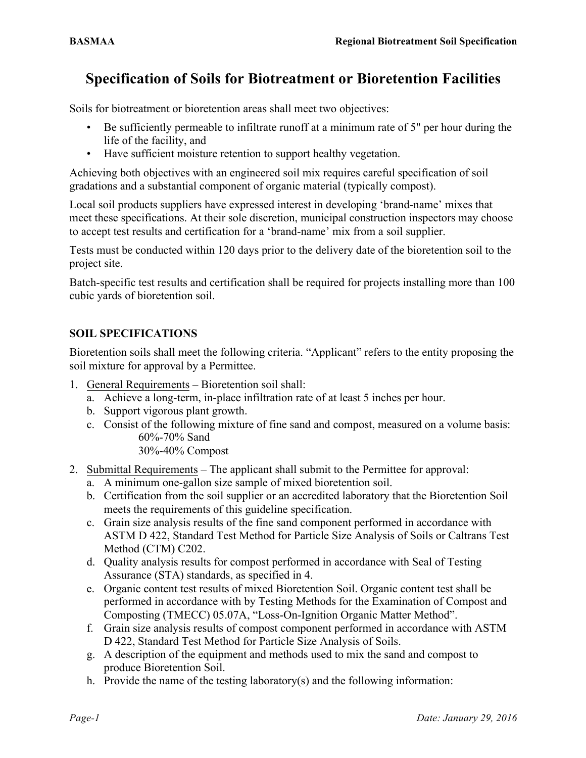# Specification of Soils for Biotreatment or Bioretention Facilities

Soils for biotreatment or bioretention areas shall meet two objectives:

- Be sufficiently permeable to infiltrate runoff at a minimum rate of 5" per hour during the life of the facility, and
- Have sufficient moisture retention to support healthy vegetation.

Achieving both objectives with an engineered soil mix requires careful specification of soil gradations and a substantial component of organic material (typically compost).

Local soil products suppliers have expressed interest in developing 'brand-name' mixes that meet these specifications. At their sole discretion, municipal construction inspectors may choose to accept test results and certification for a 'brand-name' mix from a soil supplier.

Tests must be conducted within 120 days prior to the delivery date of the bioretention soil to the project site.

Batch-specific test results and certification shall be required for projects installing more than 100 cubic yards of bioretention soil.

## SOIL SPECIFICATIONS

Bioretention soils shall meet the following criteria. "Applicant" refers to the entity proposing the soil mixture for approval by a Permittee.

1. General Requirements – Bioretention soil shall:
   a. Achieve a long-term, in-place infiltration rate of at least 5 inches per hour.
   b. Support vigorous plant growth.
   c. Consist of the following mixture of fine sand and compost, measured on a volume basis:
      60%-70% Sand
      30%-40% Compost
2. Submittal Requirements – The applicant shall submit to the Permittee for approval:
   a. A minimum one-gallon size sample of mixed bioretention soil.
   b. Certification from the soil supplier or an accredited laboratory that the Bioretention Soil meets the requirements of this guideline specification.
   c. Grain size analysis results of the fine sand component performed in accordance with ASTM D 422, Standard Test Method for Particle Size Analysis of Soils or Caltrans Test Method (CTM) C202.
   d. Quality analysis results for compost performed in accordance with Seal of Testing Assurance (STA) standards, as specified in 4.
   e. Organic content test results of mixed Bioretention Soil. Organic content test shall be performed in accordance with by Testing Methods for the Examination of Compost and Composting (TMECC) 05.07A, "Loss-On-Ignition Organic Matter Method".
   f. Grain size analysis results of compost component performed in accordance with ASTM D 422, Standard Test Method for Particle Size Analysis of Soils.
   g. A description of the equipment and methods used to mix the sand and compost to produce Bioretention Soil.
   h. Provide the name of the testing laboratory(s) and the following information: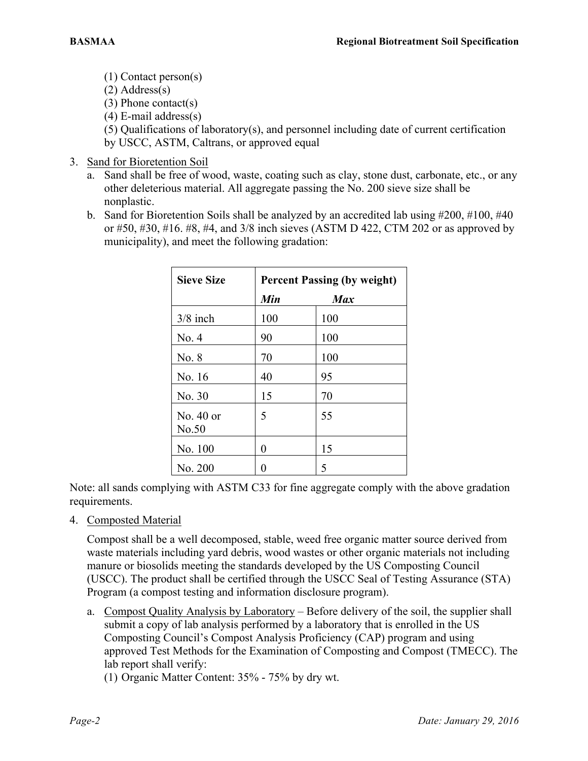(1) Contact person(s)
(2) Address(s)
(3) Phone contact(s)
(4) E-mail address(s)
(5) Qualifications of laboratory(s), and personnel including date of current certification by USCC, ASTM, Caltrans, or approved equal

3. Sand for Bioretention Soil
   a. Sand shall be free of wood, waste, coating such as clay, stone dust, carbonate, etc., or any other deleterious material. All aggregate passing the No. 200 sieve size shall be nonplastic.
   b. Sand for Bioretention Soils shall be analyzed by an accredited lab using #200, #100, #40 or #50, #30, #16. #8, #4, and 3/8 inch sieves (ASTM D 422, CTM 202 or as approved by municipality), and meet the following gradation:

| Sieve Size | Percent Passing (by weight) | |
|---|---|---|
| | ***Min*** | ***Max*** |
| 3/8 inch | 100 | 100 |
| No. 4 | 90 | 100 |
| No. 8 | 70 | 100 |
| No. 16 | 40 | 95 |
| No. 30 | 15 | 70 |
| No. 40 or No.50 | 5 | 55 |
| No. 100 | 0 | 15 |
| No. 200 | 0 | 5 |

Note: all sands complying with ASTM C33 for fine aggregate comply with the above gradation requirements.

4. Composted Material

   Compost shall be a well decomposed, stable, weed free organic matter source derived from waste materials including yard debris, wood wastes or other organic materials not including manure or biosolids meeting the standards developed by the US Composting Council (USCC). The product shall be certified through the USCC Seal of Testing Assurance (STA) Program (a compost testing and information disclosure program).

   a. Compost Quality Analysis by Laboratory – Before delivery of the soil, the supplier shall submit a copy of lab analysis performed by a laboratory that is enrolled in the US Composting Council's Compost Analysis Proficiency (CAP) program and using approved Test Methods for the Examination of Composting and Compost (TMECC). The lab report shall verify:
   (1) Organic Matter Content: 35% - 75% by dry wt.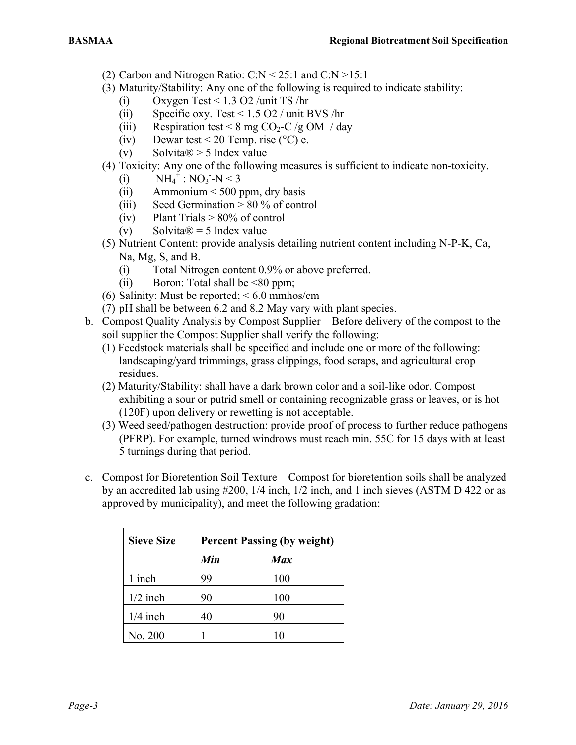(2) Carbon and Nitrogen Ratio: C:N < 25:1 and C:N >15:1

(3) Maturity/Stability: Any one of the following is required to indicate stability:

   (i) Oxygen Test < 1.3 O2 /unit TS /hr

   (ii) Specific oxy. Test < 1.5 O2 / unit BVS /hr

   (iii) Respiration test < 8 mg $CO_2$-C /g OM / day

   (iv) Dewar test < 20 Temp. rise (°C) e.

   (v) Solvita® > 5 Index value

(4) Toxicity: Any one of the following measures is sufficient to indicate non-toxicity.

   (i) $NH_4^+$ : $NO_3^-$-N < 3

   (ii) Ammonium < 500 ppm, dry basis

   (iii) Seed Germination > 80 % of control

   (iv) Plant Trials > 80% of control

   (v) Solvita® = 5 Index value

(5) Nutrient Content: provide analysis detailing nutrient content including N-P-K, Ca, Na, Mg, S, and B.

   (i) Total Nitrogen content 0.9% or above preferred.

   (ii) Boron: Total shall be <80 ppm;

(6) Salinity: Must be reported; < 6.0 mmhos/cm

(7) pH shall be between 6.2 and 8.2 May vary with plant species.

b. Compost Quality Analysis by Compost Supplier – Before delivery of the compost to the soil supplier the Compost Supplier shall verify the following:

(1) Feedstock materials shall be specified and include one or more of the following: landscaping/yard trimmings, grass clippings, food scraps, and agricultural crop residues.

(2) Maturity/Stability: shall have a dark brown color and a soil-like odor. Compost exhibiting a sour or putrid smell or containing recognizable grass or leaves, or is hot (120F) upon delivery or rewetting is not acceptable.

(3) Weed seed/pathogen destruction: provide proof of process to further reduce pathogens (PFRP). For example, turned windrows must reach min. 55C for 15 days with at least 5 turnings during that period.

c. Compost for Bioretention Soil Texture – Compost for bioretention soils shall be analyzed by an accredited lab using #200, 1/4 inch, 1/2 inch, and 1 inch sieves (ASTM D 422 or as approved by municipality), and meet the following gradation:

| Sieve Size | Percent Passing (by weight) | |
|---|---|---|
| | *Min* | *Max* |
| 1 inch | 99 | 100 |
| 1/2 inch | 90 | 100 |
| 1/4 inch | 40 | 90 |
| No. 200 | 1 | 10 |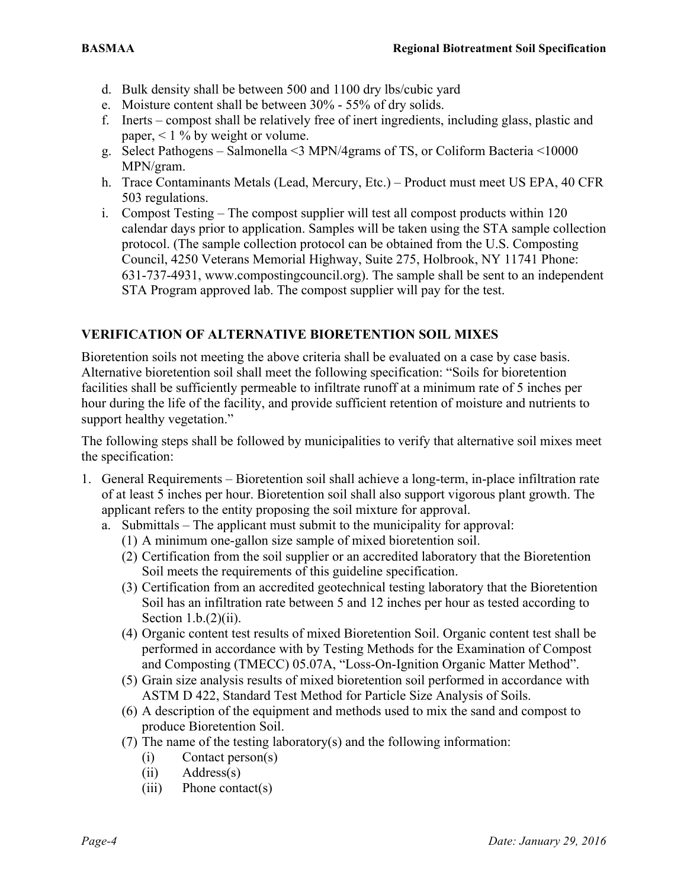d. Bulk density shall be between 500 and 1100 dry lbs/cubic yard
e. Moisture content shall be between 30% - 55% of dry solids.
f. Inerts – compost shall be relatively free of inert ingredients, including glass, plastic and paper, < 1 % by weight or volume.
g. Select Pathogens – Salmonella <3 MPN/4grams of TS, or Coliform Bacteria <10000 MPN/gram.
h. Trace Contaminants Metals (Lead, Mercury, Etc.) – Product must meet US EPA, 40 CFR 503 regulations.
i. Compost Testing – The compost supplier will test all compost products within 120 calendar days prior to application. Samples will be taken using the STA sample collection protocol. (The sample collection protocol can be obtained from the U.S. Composting Council, 4250 Veterans Memorial Highway, Suite 275, Holbrook, NY 11741 Phone: 631-737-4931, www.compostingcouncil.org). The sample shall be sent to an independent STA Program approved lab. The compost supplier will pay for the test.

## VERIFICATION OF ALTERNATIVE BIORETENTION SOIL MIXES

Bioretention soils not meeting the above criteria shall be evaluated on a case by case basis. Alternative bioretention soil shall meet the following specification: "Soils for bioretention facilities shall be sufficiently permeable to infiltrate runoff at a minimum rate of 5 inches per hour during the life of the facility, and provide sufficient retention of moisture and nutrients to support healthy vegetation."

The following steps shall be followed by municipalities to verify that alternative soil mixes meet the specification:

1. General Requirements – Bioretention soil shall achieve a long-term, in-place infiltration rate of at least 5 inches per hour. Bioretention soil shall also support vigorous plant growth. The applicant refers to the entity proposing the soil mixture for approval.
   a. Submittals – The applicant must submit to the municipality for approval:
      (1) A minimum one-gallon size sample of mixed bioretention soil.
      (2) Certification from the soil supplier or an accredited laboratory that the Bioretention Soil meets the requirements of this guideline specification.
      (3) Certification from an accredited geotechnical testing laboratory that the Bioretention Soil has an infiltration rate between 5 and 12 inches per hour as tested according to Section 1.b.(2)(ii).
      (4) Organic content test results of mixed Bioretention Soil. Organic content test shall be performed in accordance with by Testing Methods for the Examination of Compost and Composting (TMECC) 05.07A, "Loss-On-Ignition Organic Matter Method".
      (5) Grain size analysis results of mixed bioretention soil performed in accordance with ASTM D 422, Standard Test Method for Particle Size Analysis of Soils.
      (6) A description of the equipment and methods used to mix the sand and compost to produce Bioretention Soil.
      (7) The name of the testing laboratory(s) and the following information:
         (i) Contact person(s)
         (ii) Address(s)
         (iii) Phone contact(s)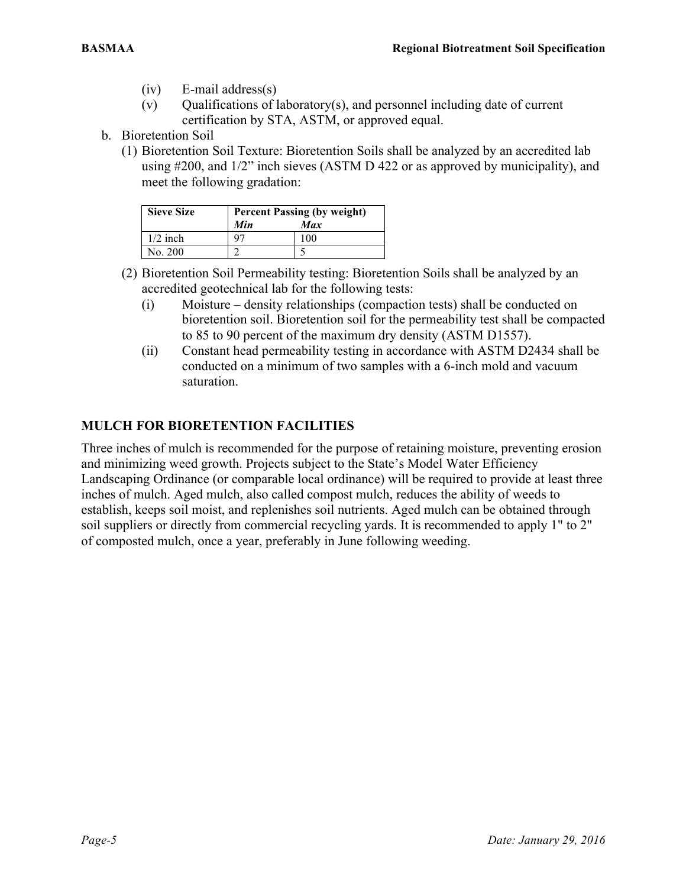(iv) E-mail address(s)

(v) Qualifications of laboratory(s), and personnel including date of current certification by STA, ASTM, or approved equal.

b. Bioretention Soil

(1) Bioretention Soil Texture: Bioretention Soils shall be analyzed by an accredited lab using #200, and 1/2" inch sieves (ASTM D 422 or as approved by municipality), and meet the following gradation:

| Sieve Size | Percent Passing (by weight) | |
|---|---|---|
| | *Min* | *Max* |
| 1/2 inch | 97 | 100 |
| No. 200 | 2 | 5 |

(2) Bioretention Soil Permeability testing: Bioretention Soils shall be analyzed by an accredited geotechnical lab for the following tests:

(i) Moisture – density relationships (compaction tests) shall be conducted on bioretention soil. Bioretention soil for the permeability test shall be compacted to 85 to 90 percent of the maximum dry density (ASTM D1557).

(ii) Constant head permeability testing in accordance with ASTM D2434 shall be conducted on a minimum of two samples with a 6-inch mold and vacuum saturation.

## MULCH FOR BIORETENTION FACILITIES

Three inches of mulch is recommended for the purpose of retaining moisture, preventing erosion and minimizing weed growth. Projects subject to the State's Model Water Efficiency Landscaping Ordinance (or comparable local ordinance) will be required to provide at least three inches of mulch. Aged mulch, also called compost mulch, reduces the ability of weeds to establish, keeps soil moist, and replenishes soil nutrients. Aged mulch can be obtained through soil suppliers or directly from commercial recycling yards. It is recommended to apply 1" to 2" of composted mulch, once a year, preferably in June following weeding.